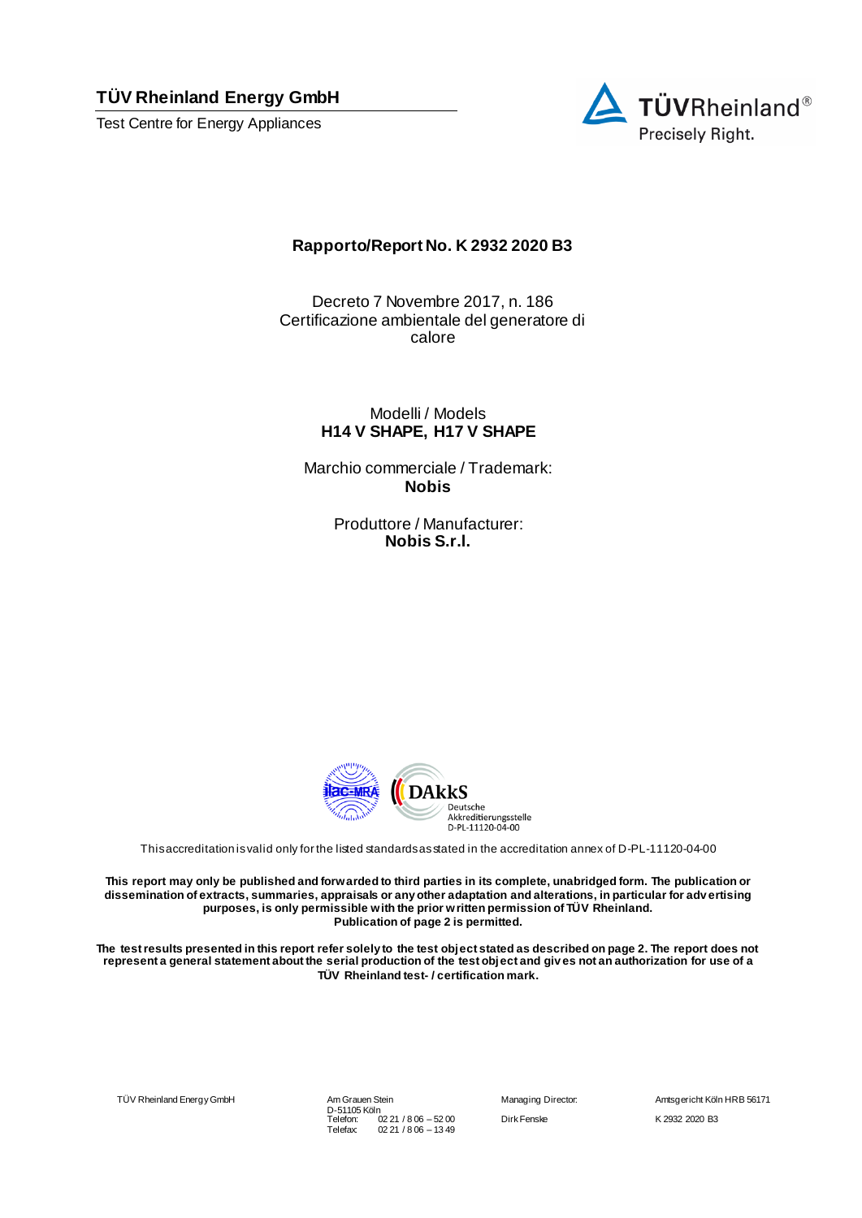**TÜV Rheinland Energy GmbH**

Test Centre for Energy Appliances

TÜVRheinland®
Precisely Right.

# Rapporto/Report No. K 2932 2020 B3

Decreto 7 Novembre 2017, n. 186
Certificazione ambientale del generatore di calore

Modelli / Models
**H14 V SHAPE, H17 V SHAPE**

Marchio commerciale / Trademark:
**Nobis**

Produttore / Manufacturer:
**Nobis S.r.l.**

ilac-MRA

DAkkS
Deutsche Akkreditierungsstelle
D-PL-11120-04-00

This accreditation is valid only for the listed standards as stated in the accreditation annex of D-PL-11120-04-00

**This report may only be published and forwarded to third parties in its complete, unabridged form. The publication or dissemination of extracts, summaries, appraisals or any other adaptation and alterations, in particular for advertising purposes, is only permissible with the prior written permission of TÜV Rheinland. Publication of page 2 is permitted.**

**The test results presented in this report refer solely to the test object stated as described on page 2. The report does not represent a general statement about the serial production of the test object and gives not an authorization for use of a TÜV Rheinland test- / certification mark.**

TÜV Rheinland Energy GmbH

Am Grauen Stein
D-51105 Köln
Telefon: 02 21 / 8 06 – 52 00
Telefax: 02 21 / 8 06 – 13 49

Managing Director:
Dirk Fenske

Amtsgericht Köln HRB 56171
K 2932 2020 B3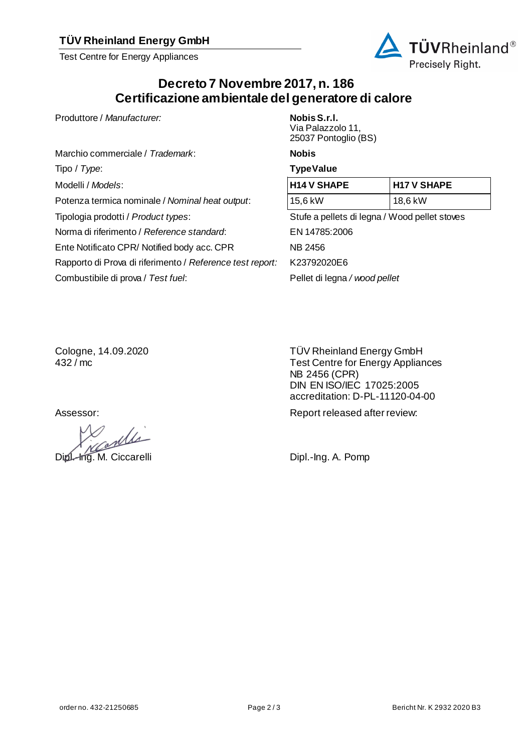**TÜV Rheinland Energy GmbH**

Test Centre for Energy Appliances

# Decreto 7 Novembre 2017, n. 186
# Certificazione ambientale del generatore di calore

| | | |
|---|---|---|
| Produttore / *Manufacturer:* | **Nobis S.r.l.**<br>Via Palazzolo 11,<br>25037 Pontoglio (BS) | |
| Marchio commerciale / *Trademark*: | **Nobis** | |
| Tipo / *Type*: | **TypeValue** | |
| Modelli / *Models*: | **H14 V SHAPE** | **H17 V SHAPE** |
| Potenza termica nominale / *Nominal heat output*: | 15,6 kW | 18,6 kW |
| Tipologia prodotti / *Product types*: | Stufe a pellets di legna / Wood pellet stoves | |
| Norma di riferimento / *Reference standard*: | EN 14785:2006 | |
| Ente Notificato CPR/ Notified body acc. CPR | NB 2456 | |
| Rapporto di Prova di riferimento / *Reference test report:* | K23792020E6 | |
| Combustibile di prova / *Test fuel*: | Pellet di legna */ wood pellet* | |

Cologne, 14.09.2020
432 / mc

TÜV Rheinland Energy GmbH
Test Centre for Energy Appliances
NB 2456 (CPR)
DIN EN ISO/IEC 17025:2005
accreditation: D-PL-11120-04-00

Assessor:

Dipl.-Ing. M. Ciccarelli

Report released after review:

Dipl.-Ing. A. Pomp

order no. 432-21250685

Bericht Nr. K 2932 2020 B3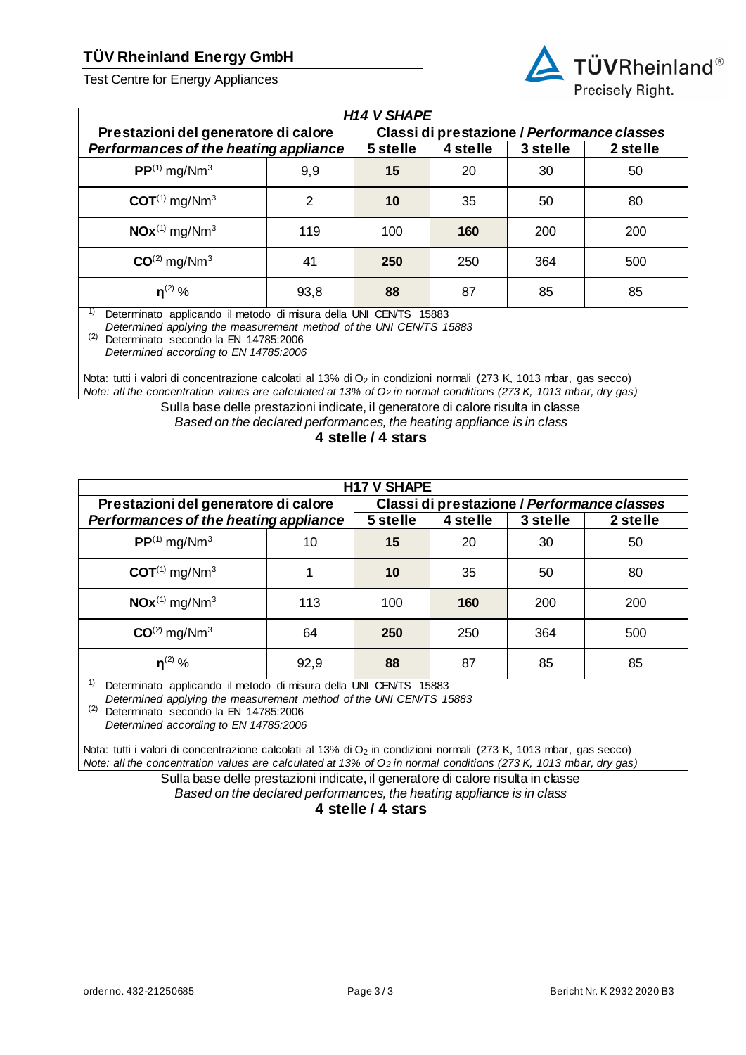**TÜV Rheinland Energy GmbH**

Test Centre for Energy Appliances

| *H14 V SHAPE* | | | | | |
|---|---|---|---|---|---|
| **Prestazioni del generatore di calore / *Performances of the heating appliance*** | | **Classi di prestazione / *Performance classes*** | | | |
| | | **5 stelle** | **4 stelle** | **3 stelle** | **2 stelle** |
| **PP**[(1)] $mg/Nm^3$ | 9,9 | **15** | 20 | 30 | 50 |
| **COT**[(1)] $mg/Nm^3$ | 2 | **10** | 35 | 50 | 80 |
| **NOx**[(1)] $mg/Nm^3$ | 119 | 100 | **160** | 200 | 200 |
| **CO**[(2)] $mg/Nm^3$ | 41 | **250** | 250 | 364 | 500 |
| $\eta$[(2)] % | 93,8 | **88** | 87 | 85 | 85 |

[1)] Determinato applicando il metodo di misura della UNI CEN/TS 15883
*Determined applying the measurement method of the UNI CEN/TS 15883*
[(2)] Determinato secondo la EN 14785:2006
*Determined according to EN 14785:2006*

Nota: tutti i valori di concentrazione calcolati al 13% di $O_2$ in condizioni normali (273 K, 1013 mbar, gas secco)
*Note: all the concentration values are calculated at 13% of $O_2$ in normal conditions (273 K, 1013 mbar, dry gas)*

Sulla base delle prestazioni indicate, il generatore di calore risulta in classe
*Based on the declared performances, the heating appliance is in class*
**4 stelle / 4 stars**

| **H17 V SHAPE** | | | | | |
|---|---|---|---|---|---|
| **Prestazioni del generatore di calore / *Performances of the heating appliance*** | | **Classi di prestazione / *Performance classes*** | | | |
| | | **5 stelle** | **4 stelle** | **3 stelle** | **2 stelle** |
| **PP**[(1)] $mg/Nm^3$ | 10 | **15** | 20 | 30 | 50 |
| **COT**[(1)] $mg/Nm^3$ | 1 | **10** | 35 | 50 | 80 |
| **NOx**[(1)] $mg/Nm^3$ | 113 | 100 | **160** | 200 | 200 |
| **CO**[(2)] $mg/Nm^3$ | 64 | **250** | 250 | 364 | 500 |
| $\eta$[(2)] % | 92,9 | **88** | 87 | 85 | 85 |

[1)] Determinato applicando il metodo di misura della UNI CEN/TS 15883
*Determined applying the measurement method of the UNI CEN/TS 15883*
[(2)] Determinato secondo la EN 14785:2006
*Determined according to EN 14785:2006*

Nota: tutti i valori di concentrazione calcolati al 13% di $O_2$ in condizioni normali (273 K, 1013 mbar, gas secco)
*Note: all the concentration values are calculated at 13% of $O_2$ in normal conditions (273 K, 1013 mbar, dry gas)*

Sulla base delle prestazioni indicate, il generatore di calore risulta in classe
*Based on the declared performances, the heating appliance is in class*
**4 stelle / 4 stars**

order no. 432-21250685 Bericht Nr. K 2932 2020 B3